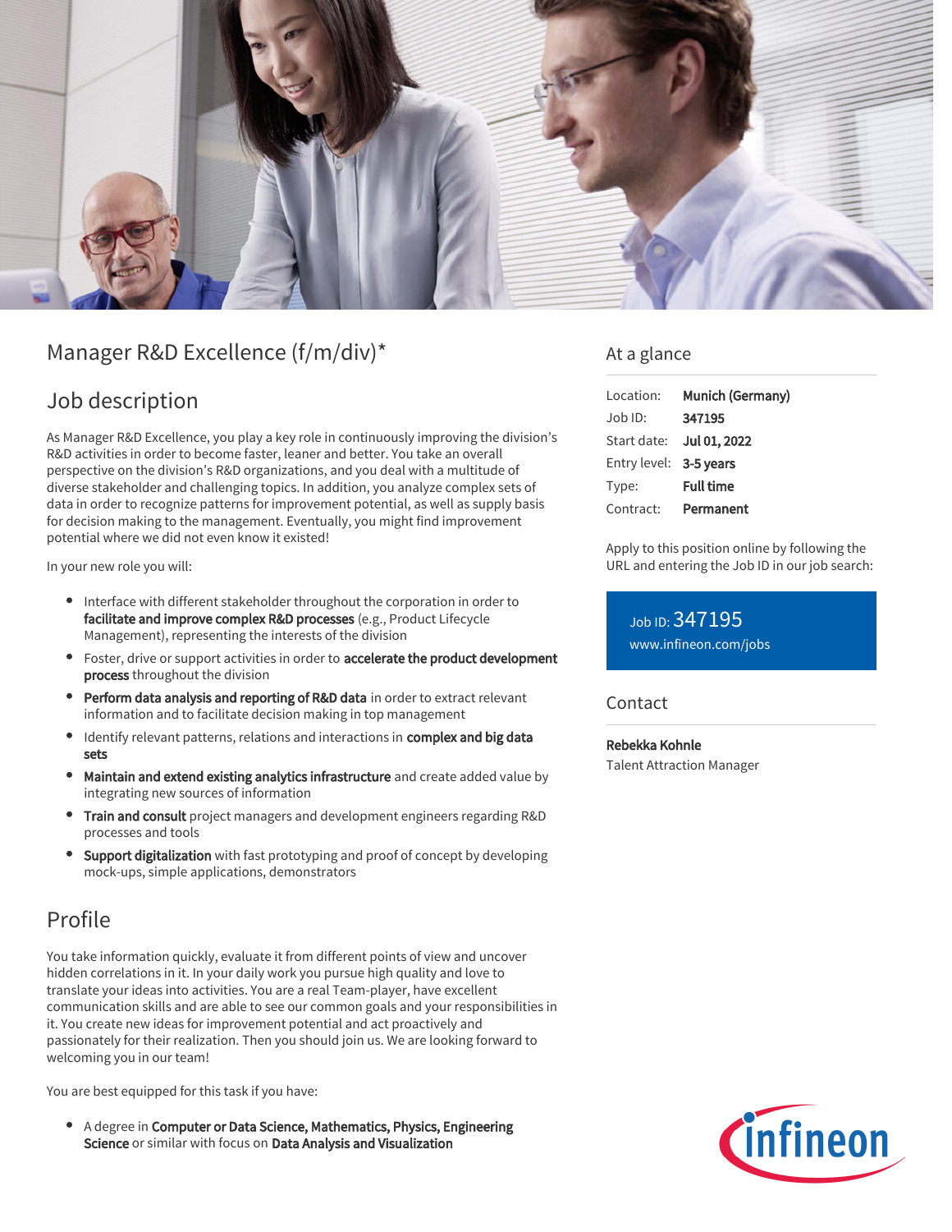# Manager R&D Excellence (f/m/div)*

## Job description

As Manager R&D Excellence, you play a key role in continuously improving the division's R&D activities in order to become faster, leaner and better. You take an overall perspective on the division's R&D organizations, and you deal with a multitude of diverse stakeholder and challenging topics. In addition, you analyze complex sets of data in order to recognize patterns for improvement potential, as well as supply basis for decision making to the management. Eventually, you might find improvement potential where we did not even know it existed!

In your new role you will:

- Interface with different stakeholder throughout the corporation in order to **facilitate and improve complex R&D processes** (e.g., Product Lifecycle Management), representing the interests of the division
- Foster, drive or support activities in order to **accelerate the product development process** throughout the division
- **Perform data analysis and reporting of R&D data** in order to extract relevant information and to facilitate decision making in top management
- Identify relevant patterns, relations and interactions in **complex and big data sets**
- **Maintain and extend existing analytics infrastructure** and create added value by integrating new sources of information
- **Train and consult** project managers and development engineers regarding R&D processes and tools
- **Support digitalization** with fast prototyping and proof of concept by developing mock-ups, simple applications, demonstrators

## Profile

You take information quickly, evaluate it from different points of view and uncover hidden correlations in it. In your daily work you pursue high quality and love to translate your ideas into activities. You are a real Team-player, have excellent communication skills and are able to see our common goals and your responsibilities in it. You create new ideas for improvement potential and act proactively and passionately for their realization. Then you should join us. We are looking forward to welcoming you in our team!

You are best equipped for this task if you have:

- A degree in **Computer or Data Science, Mathematics, Physics, Engineering Science** or similar with focus on **Data Analysis and Visualization**

## At a glance

| | |
|---|---|
| Location: | **Munich (Germany)** |
| Job ID: | **347195** |
| Start date: | **Jul 01, 2022** |
| Entry level: | **3-5 years** |
| Type: | **Full time** |
| Contract: | **Permanent** |

Apply to this position online by following the URL and entering the Job ID in our job search:

Job ID: 347195
www.infineon.com/jobs

## Contact

**Rebekka Kohnle**
Talent Attraction Manager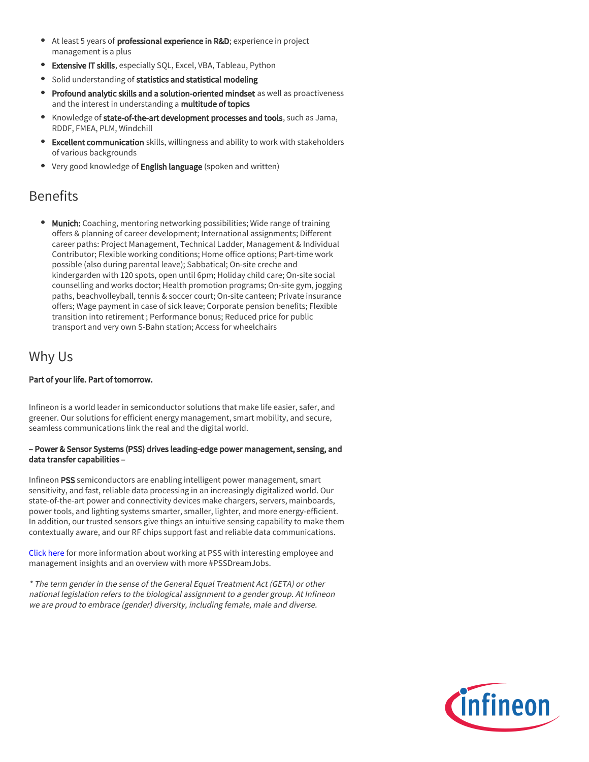- At least 5 years of **professional experience in R&D**; experience in project management is a plus
- **Extensive IT skills**, especially SQL, Excel, VBA, Tableau, Python
- Solid understanding of **statistics and statistical modeling**
- **Profound analytic skills and a solution-oriented mindset** as well as proactiveness and the interest in understanding a **multitude of topics**
- Knowledge of **state-of-the-art development processes and tools**, such as Jama, RDDF, FMEA, PLM, Windchill
- **Excellent communication** skills, willingness and ability to work with stakeholders of various backgrounds
- Very good knowledge of **English language** (spoken and written)

## Benefits

- **Munich:** Coaching, mentoring networking possibilities; Wide range of training offers & planning of career development; International assignments; Different career paths: Project Management, Technical Ladder, Management & Individual Contributor; Flexible working conditions; Home office options; Part-time work possible (also during parental leave); Sabbatical; On-site creche and kindergarden with 120 spots, open until 6pm; Holiday child care; On-site social counselling and works doctor; Health promotion programs; On-site gym, jogging paths, beachvolleyball, tennis & soccer court; On-site canteen; Private insurance offers; Wage payment in case of sick leave; Corporate pension benefits; Flexible transition into retirement ; Performance bonus; Reduced price for public transport and very own S-Bahn station; Access for wheelchairs

## Why Us

**Part of your life. Part of tomorrow.**

Infineon is a world leader in semiconductor solutions that make life easier, safer, and greener. Our solutions for efficient energy management, smart mobility, and secure, seamless communications link the real and the digital world.

**– Power & Sensor Systems (PSS) drives leading-edge power management, sensing, and data transfer capabilities –**

Infineon **PSS** semiconductors are enabling intelligent power management, smart sensitivity, and fast, reliable data processing in an increasingly digitalized world. Our state-of-the-art power and connectivity devices make chargers, servers, mainboards, power tools, and lighting systems smarter, smaller, lighter, and more energy-efficient. In addition, our trusted sensors give things an intuitive sensing capability to make them contextually aware, and our RF chips support fast and reliable data communications.

Click here for more information about working at PSS with interesting employee and management insights and an overview with more #PSSDreamJobs.

*\* The term gender in the sense of the General Equal Treatment Act (GETA) or other national legislation refers to the biological assignment to a gender group. At Infineon we are proud to embrace (gender) diversity, including female, male and diverse.*